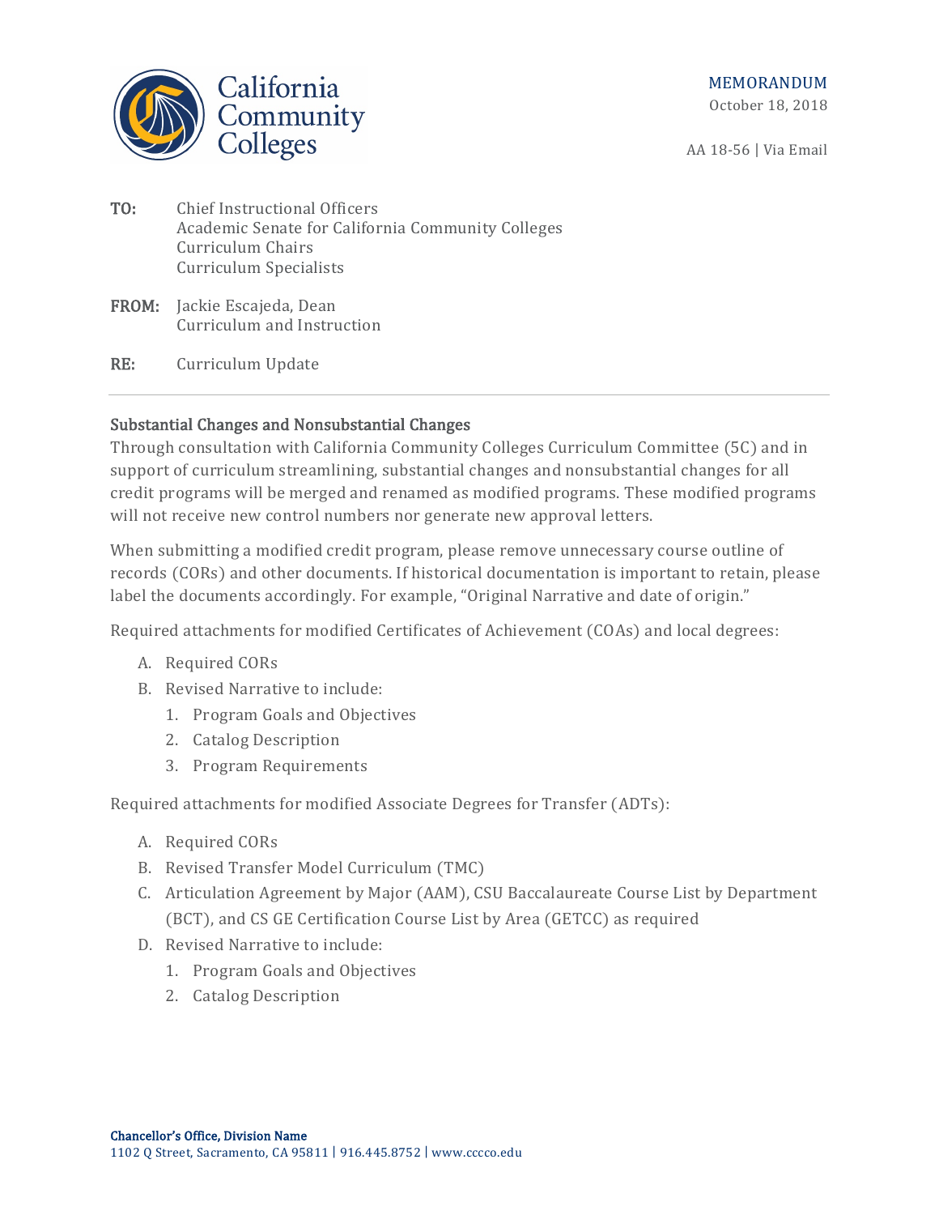California Community Colleges

MEMORANDUM

October 18, 2018

AA 18-56 | Via Email

**TO:** Chief Instructional Officers
Academic Senate for California Community Colleges
Curriculum Chairs
Curriculum Specialists

**FROM:** Jackie Escajeda, Dean
Curriculum and Instruction

**RE:** Curriculum Update

---

## Substantial Changes and Nonsubstantial Changes

Through consultation with California Community Colleges Curriculum Committee (5C) and in support of curriculum streamlining, substantial changes and nonsubstantial changes for all credit programs will be merged and renamed as modified programs. These modified programs will not receive new control numbers nor generate new approval letters.

When submitting a modified credit program, please remove unnecessary course outline of records (CORs) and other documents. If historical documentation is important to retain, please label the documents accordingly. For example, "Original Narrative and date of origin."

Required attachments for modified Certificates of Achievement (COAs) and local degrees:

A. Required CORs
B. Revised Narrative to include:
   1. Program Goals and Objectives
   2. Catalog Description
   3. Program Requirements

Required attachments for modified Associate Degrees for Transfer (ADTs):

A. Required CORs
B. Revised Transfer Model Curriculum (TMC)
C. Articulation Agreement by Major (AAM), CSU Baccalaureate Course List by Department (BCT), and CS GE Certification Course List by Area (GETCC) as required
D. Revised Narrative to include:
   1. Program Goals and Objectives
   2. Catalog Description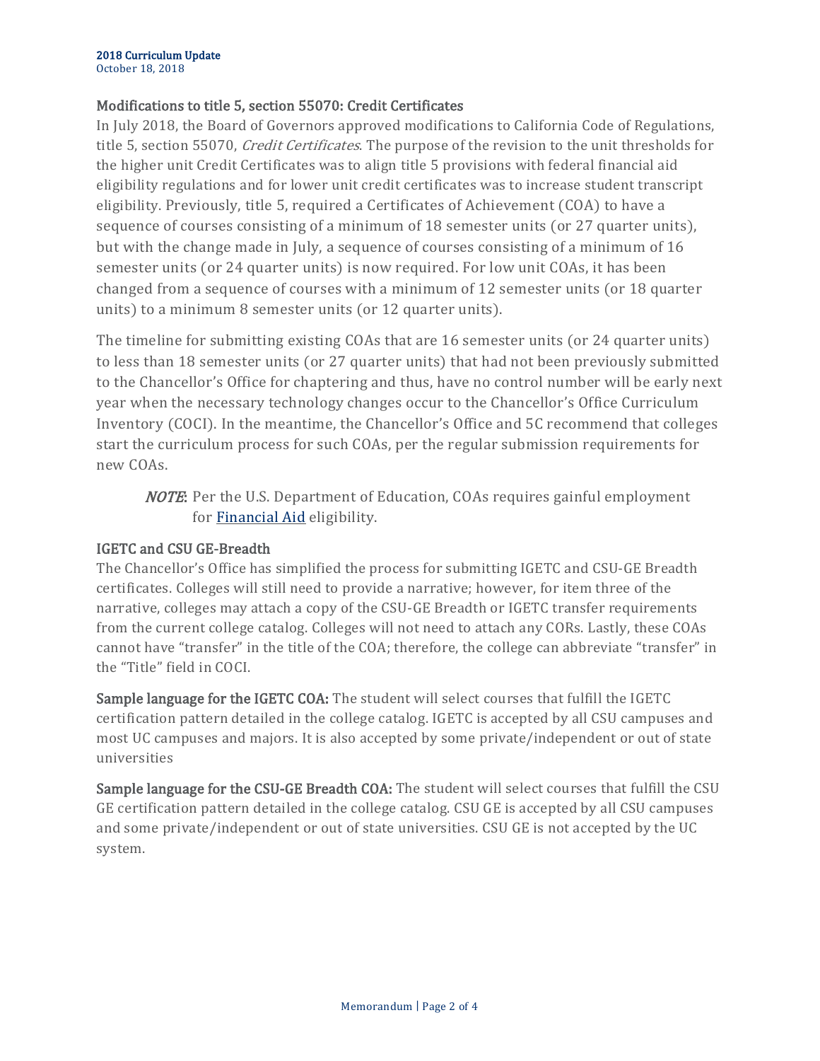## Modifications to title 5, section 55070: Credit Certificates

In July 2018, the Board of Governors approved modifications to California Code of Regulations, title 5, section 55070, *Credit Certificates*. The purpose of the revision to the unit thresholds for the higher unit Credit Certificates was to align title 5 provisions with federal financial aid eligibility regulations and for lower unit credit certificates was to increase student transcript eligibility. Previously, title 5, required a Certificates of Achievement (COA) to have a sequence of courses consisting of a minimum of 18 semester units (or 27 quarter units), but with the change made in July, a sequence of courses consisting of a minimum of 16 semester units (or 24 quarter units) is now required. For low unit COAs, it has been changed from a sequence of courses with a minimum of 12 semester units (or 18 quarter units) to a minimum 8 semester units (or 12 quarter units).

The timeline for submitting existing COAs that are 16 semester units (or 24 quarter units) to less than 18 semester units (or 27 quarter units) that had not been previously submitted to the Chancellor's Office for chaptering and thus, have no control number will be early next year when the necessary technology changes occur to the Chancellor's Office Curriculum Inventory (COCI). In the meantime, the Chancellor's Office and 5C recommend that colleges start the curriculum process for such COAs, per the regular submission requirements for new COAs.

> ***NOTE***: Per the U.S. Department of Education, COAs requires gainful employment for Financial Aid eligibility.

## IGETC and CSU GE-Breadth

The Chancellor's Office has simplified the process for submitting IGETC and CSU-GE Breadth certificates. Colleges will still need to provide a narrative; however, for item three of the narrative, colleges may attach a copy of the CSU-GE Breadth or IGETC transfer requirements from the current college catalog. Colleges will not need to attach any CORs. Lastly, these COAs cannot have "transfer" in the title of the COA; therefore, the college can abbreviate "transfer" in the "Title" field in COCI.

**Sample language for the IGETC COA:** The student will select courses that fulfill the IGETC certification pattern detailed in the college catalog. IGETC is accepted by all CSU campuses and most UC campuses and majors. It is also accepted by some private/independent or out of state universities

**Sample language for the CSU-GE Breadth COA:** The student will select courses that fulfill the CSU GE certification pattern detailed in the college catalog. CSU GE is accepted by all CSU campuses and some private/independent or out of state universities. CSU GE is not accepted by the UC system.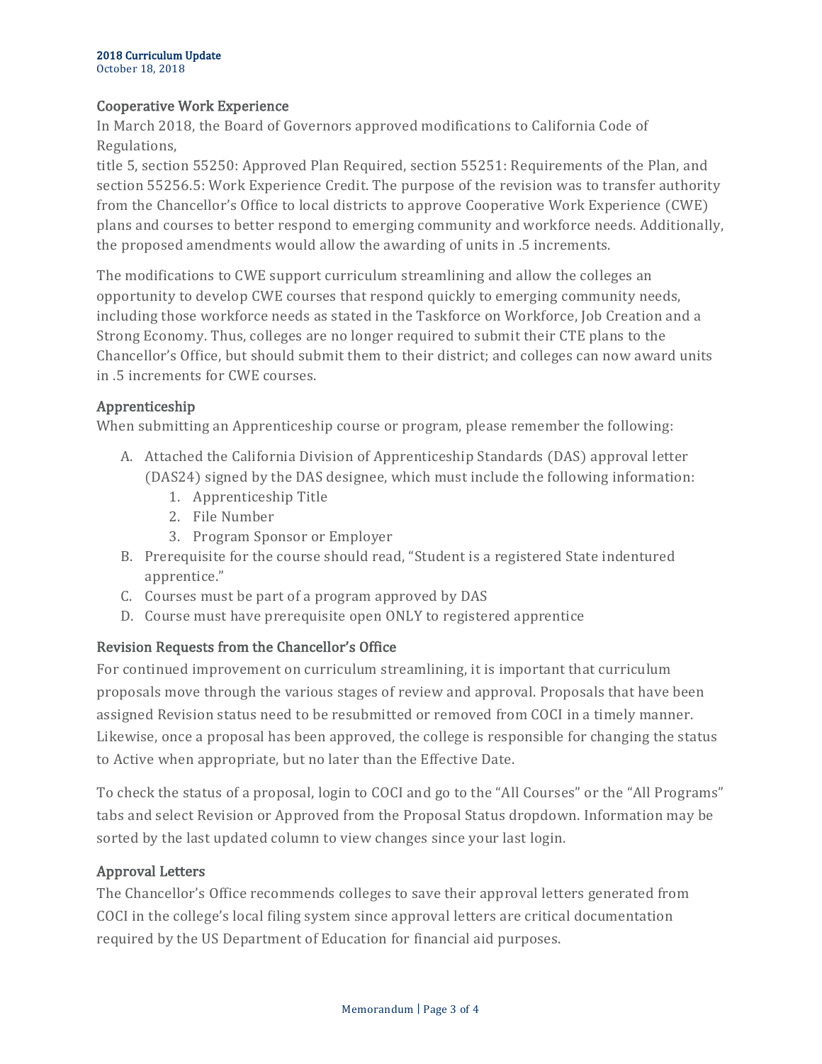## Cooperative Work Experience

In March 2018, the Board of Governors approved modifications to California Code of Regulations, title 5, section 55250: Approved Plan Required, section 55251: Requirements of the Plan, and section 55256.5: Work Experience Credit. The purpose of the revision was to transfer authority from the Chancellor's Office to local districts to approve Cooperative Work Experience (CWE) plans and courses to better respond to emerging community and workforce needs. Additionally, the proposed amendments would allow the awarding of units in .5 increments.

The modifications to CWE support curriculum streamlining and allow the colleges an opportunity to develop CWE courses that respond quickly to emerging community needs, including those workforce needs as stated in the Taskforce on Workforce, Job Creation and a Strong Economy. Thus, colleges are no longer required to submit their CTE plans to the Chancellor's Office, but should submit them to their district; and colleges can now award units in .5 increments for CWE courses.

## Apprenticeship

When submitting an Apprenticeship course or program, please remember the following:

A. Attached the California Division of Apprenticeship Standards (DAS) approval letter (DAS24) signed by the DAS designee, which must include the following information:
   1. Apprenticeship Title
   2. File Number
   3. Program Sponsor or Employer
B. Prerequisite for the course should read, "Student is a registered State indentured apprentice."
C. Courses must be part of a program approved by DAS
D. Course must have prerequisite open ONLY to registered apprentice

## Revision Requests from the Chancellor's Office

For continued improvement on curriculum streamlining, it is important that curriculum proposals move through the various stages of review and approval. Proposals that have been assigned Revision status need to be resubmitted or removed from COCI in a timely manner. Likewise, once a proposal has been approved, the college is responsible for changing the status to Active when appropriate, but no later than the Effective Date.

To check the status of a proposal, login to COCI and go to the "All Courses" or the "All Programs" tabs and select Revision or Approved from the Proposal Status dropdown. Information may be sorted by the last updated column to view changes since your last login.

## Approval Letters

The Chancellor's Office recommends colleges to save their approval letters generated from COCI in the college's local filing system since approval letters are critical documentation required by the US Department of Education for financial aid purposes.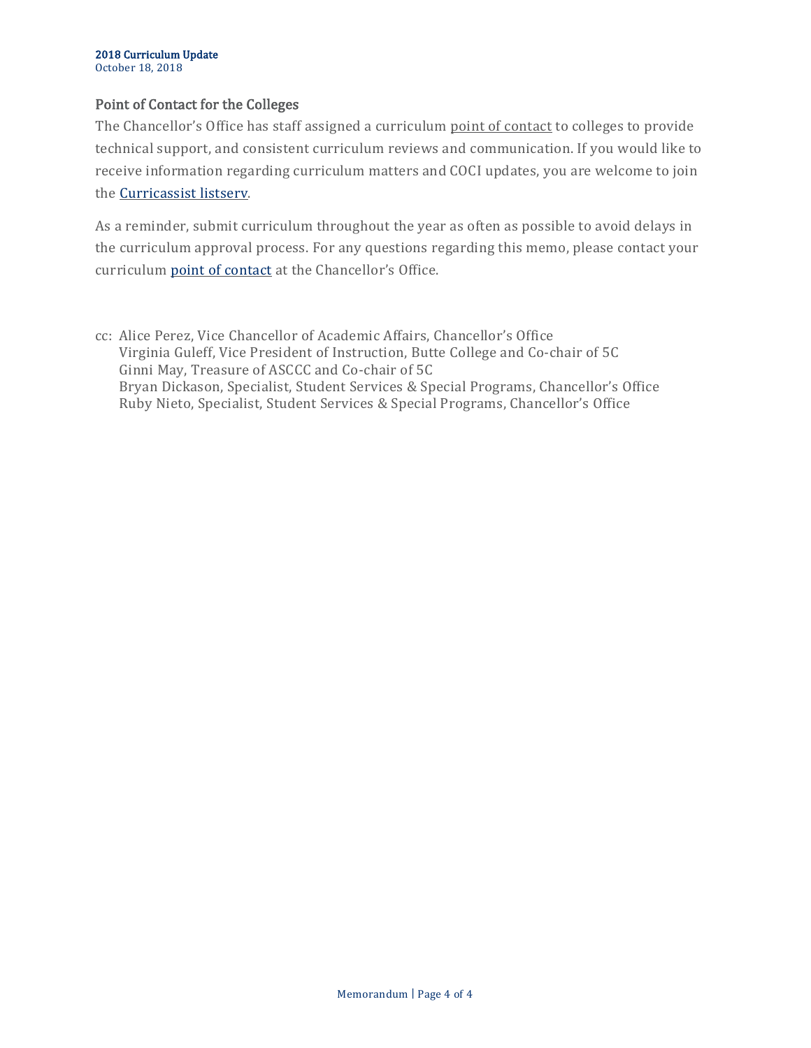## Point of Contact for the Colleges

The Chancellor's Office has staff assigned a curriculum point of contact to colleges to provide technical support, and consistent curriculum reviews and communication. If you would like to receive information regarding curriculum matters and COCI updates, you are welcome to join the Curricassist listserv.

As a reminder, submit curriculum throughout the year as often as possible to avoid delays in the curriculum approval process. For any questions regarding this memo, please contact your curriculum point of contact at the Chancellor's Office.

cc: Alice Perez, Vice Chancellor of Academic Affairs, Chancellor's Office
Virginia Guleff, Vice President of Instruction, Butte College and Co-chair of 5C
Ginni May, Treasure of ASCCC and Co-chair of 5C
Bryan Dickason, Specialist, Student Services & Special Programs, Chancellor's Office
Ruby Nieto, Specialist, Student Services & Special Programs, Chancellor's Office